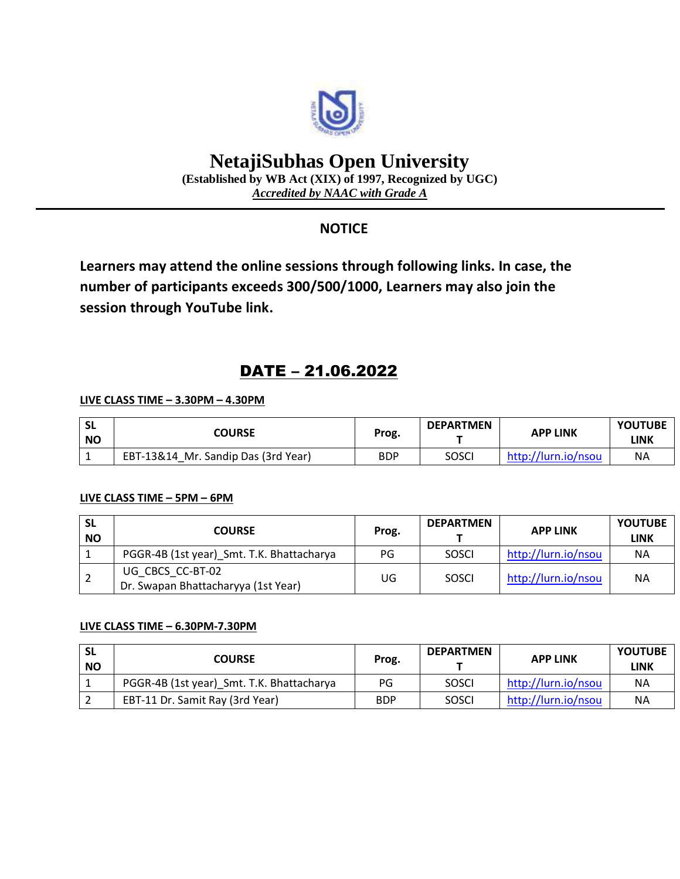# NetajiSubhas Open University

**(Established by WB Act (XIX) of 1997, Recognized by UGC)**

***Accredited by NAAC with Grade A***

## NOTICE

**Learners may attend the online sessions through following links. In case, the number of participants exceeds 300/500/1000, Learners may also join the session through YouTube link.**

## DATE – 21.06.2022

**LIVE CLASS TIME – 3.30PM – 4.30PM**

| SL NO | COURSE | Prog. | DEPARTMENT | APP LINK | YOUTUBE LINK |
|---|---|---|---|---|---|
| 1 | EBT-13&14_Mr. Sandip Das (3rd Year) | BDP | SOSCI | http://lurn.io/nsou | NA |

**LIVE CLASS TIME – 5PM – 6PM**

| SL NO | COURSE | Prog. | DEPARTMENT | APP LINK | YOUTUBE LINK |
|---|---|---|---|---|---|
| 1 | PGGR-4B (1st year)_Smt. T.K. Bhattacharya | PG | SOSCI | http://lurn.io/nsou | NA |
| 2 | UG_CBCS_CC-BT-02 Dr. Swapan Bhattacharyya (1st Year) | UG | SOSCI | http://lurn.io/nsou | NA |

**LIVE CLASS TIME – 6.30PM-7.30PM**

| SL NO | COURSE | Prog. | DEPARTMENT | APP LINK | YOUTUBE LINK |
|---|---|---|---|---|---|
| 1 | PGGR-4B (1st year)_Smt. T.K. Bhattacharya | PG | SOSCI | http://lurn.io/nsou | NA |
| 2 | EBT-11 Dr. Samit Ray (3rd Year) | BDP | SOSCI | http://lurn.io/nsou | NA |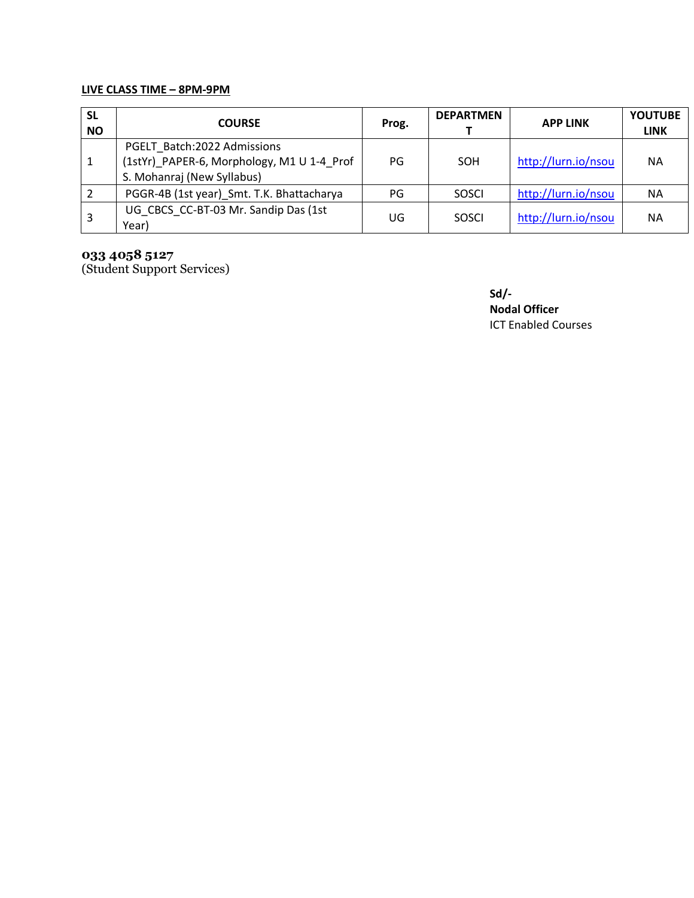**LIVE CLASS TIME – 8PM-9PM**

| SL NO | COURSE | Prog. | DEPARTMENT | APP LINK | YOUTUBE LINK |
|---|---|---|---|---|---|
| 1 | PGELT_Batch:2022 Admissions (1stYr)_PAPER-6, Morphology, M1 U 1-4_Prof S. Mohanraj (New Syllabus) | PG | SOH | http://lurn.io/nsou | NA |
| 2 | PGGR-4B (1st year)_Smt. T.K. Bhattacharya | PG | SOSCI | http://lurn.io/nsou | NA |
| 3 | UG_CBCS_CC-BT-03 Mr. Sandip Das (1st Year) | UG | SOSCI | http://lurn.io/nsou | NA |

**033 4058 5127**
(Student Support Services)

**Sd/-**
**Nodal Officer**
ICT Enabled Courses